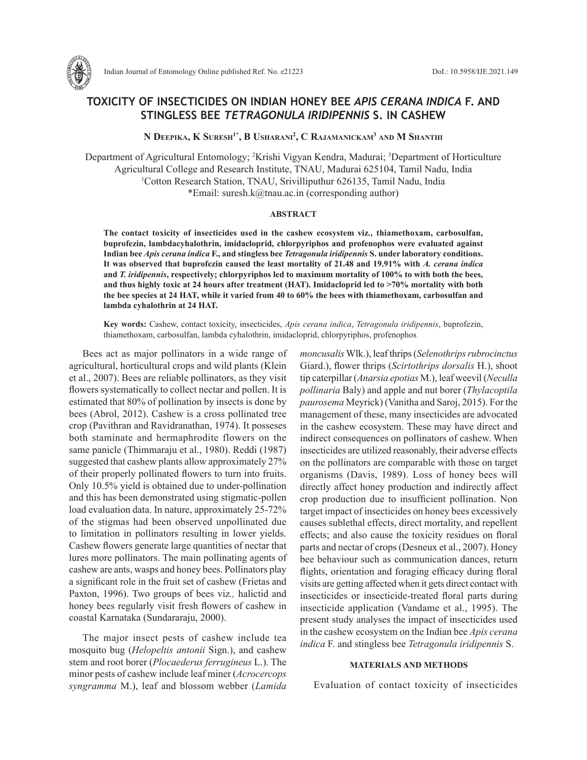# TOXICITY OF INSECTICIDES ON INDIAN HONEY BEE *APIS CERANA INDICA* F. AND STINGLESS BEE *TETRAGONULA IRIDIPENNIS* S. IN CASHEW

**N Deepika, K Suresh[1*], B Usharani[2], C Rajamanickam[3] and M Shanthi**

Department of Agricultural Entomology; [2]Krishi Vigyan Kendra, Madurai; [3]Department of Horticulture Agricultural College and Research Institute, TNAU, Madurai 625104, Tamil Nadu, India
[1]Cotton Research Station, TNAU, Srivilliputhur 626135, Tamil Nadu, India
*Email: suresh.k@tnau.ac.in (corresponding author)

## ABSTRACT

**The contact toxicity of insecticides used in the cashew ecosystem viz., thiamethoxam, carbosulfan, buprofezin, lambdacyhalothrin, imidacloprid, chlorpyriphos and profenophos were evaluated against Indian bee *Apis cerana indica* F., and stingless bee *Tetragonula iridipennis* S. under laboratory conditions. It was observed that buprofezin caused the least mortality of 21.48 and 19.91% with *A. cerana indica* and *T. iridipennis*, respectively; chlorpyriphos led to maximum mortality of 100% to with both the bees, and thus highly toxic at 24 hours after treatment (HAT). Imidacloprid led to >70% mortality with both the bee species at 24 HAT, while it varied from 40 to 60% the bees with thiamethoxam, carbosulfan and lambda cyhalothrin at 24 HAT.**

**Key words:** Cashew, contact toxicity, insecticides, *Apis cerana indica*, *Tetragonula iridipennis*, buprofezin, thiamethoxam, carbosulfan, lambda cyhalothrin, imidacloprid, chlorpyriphos, profenophos

Bees act as major pollinators in a wide range of agricultural, horticultural crops and wild plants (Klein et al., 2007). Bees are reliable pollinators, as they visit flowers systematically to collect nectar and pollen. It is estimated that 80% of pollination by insects is done by bees (Abrol, 2012). Cashew is a cross pollinated tree crop (Pavithran and Ravidranathan, 1974). It posseses both staminate and hermaphrodite flowers on the same panicle (Thimmaraju et al., 1980). Reddi (1987) suggested that cashew plants allow approximately 27% of their properly pollinated flowers to turn into fruits. Only 10.5% yield is obtained due to under-pollination and this has been demonstrated using stigmatic-pollen load evaluation data. In nature, approximately 25-72% of the stigmas had been observed unpollinated due to limitation in pollinators resulting in lower yields. Cashew flowers generate large quantities of nectar that lures more pollinators. The main pollinating agents of cashew are ants, wasps and honey bees. Pollinators play a significant role in the fruit set of cashew (Frietas and Paxton, 1996). Two groups of bees viz*.,* halictid and honey bees regularly visit fresh flowers of cashew in coastal Karnataka (Sundararaju, 2000).

The major insect pests of cashew include tea mosquito bug (*Helopeltis antonii* Sign.), and cashew stem and root borer (*Plocaederus ferrugineus* L.). The minor pests of cashew include leaf miner (*Acrocercops syngramma* M.), leaf and blossom webber (*Lamida moncusalis* Wlk.), leaf thrips (*Selenothrips rubrocinctus* Giard.), flower thrips (*Scirtothrips dorsalis* H.), shoot tip caterpillar (*Anarsia epotias* M.), leaf weevil (*Neculla pollinaria* Baly) and apple and nut borer (*Thylacoptila paurosema* Meyrick) (Vanitha and Saroj, 2015). For the management of these, many insecticides are advocated in the cashew ecosystem. These may have direct and indirect consequences on pollinators of cashew. When insecticides are utilized reasonably, their adverse effects on the pollinators are comparable with those on target organisms (Davis, 1989). Loss of honey bees will directly affect honey production and indirectly affect crop production due to insufficient pollination. Non target impact of insecticides on honey bees excessively causes sublethal effects, direct mortality, and repellent effects; and also cause the toxicity residues on floral parts and nectar of crops (Desneux et al., 2007). Honey bee behaviour such as communication dances, return flights, orientation and foraging efficacy during floral visits are getting affected when it gets direct contact with insecticides or insecticide-treated floral parts during insecticide application (Vandame et al., 1995). The present study analyses the impact of insecticides used in the cashew ecosystem on the Indian bee *Apis cerana indica* F. and stingless bee *Tetragonula iridipennis* S.

## MATERIALS AND METHODS

Evaluation of contact toxicity of insecticides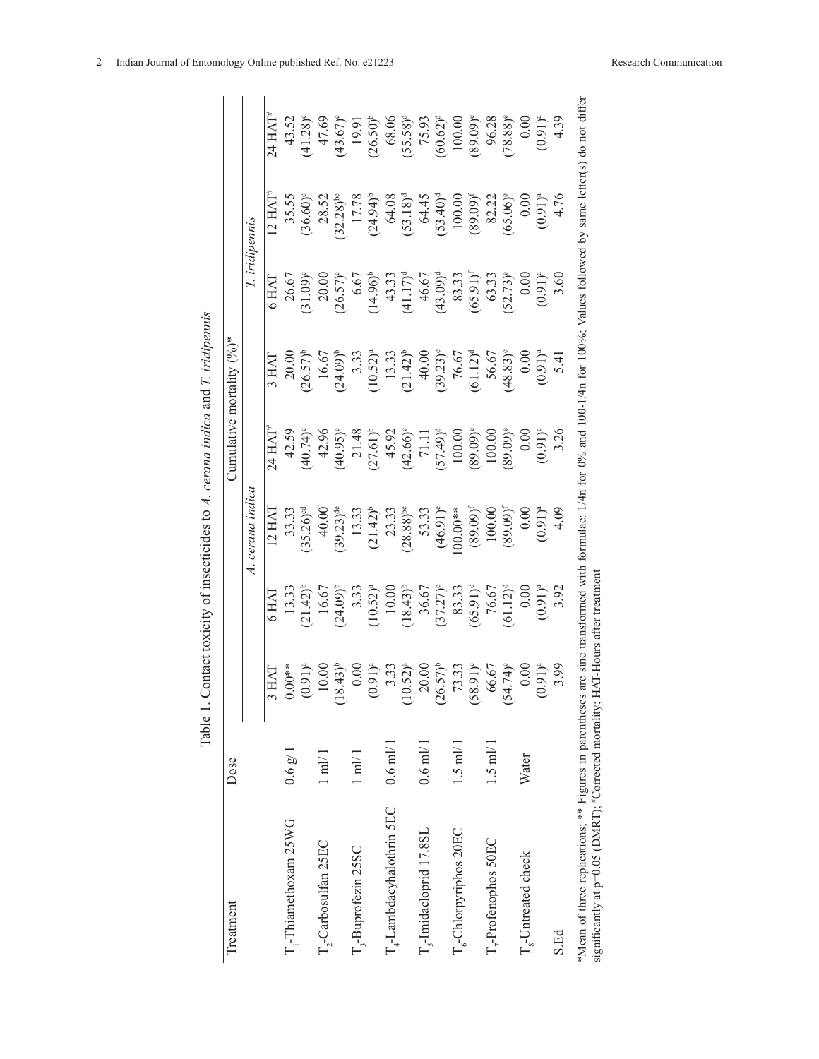Table 1. Contact toxicity of insecticides to *A. cerana indica* and *T. iridipennis*

| Treatment | Dose | Cumulative mortality (%)* | | | | | | | |
|---|---|---|---|---|---|---|---|---|---|
| | | *A. cerana indica* | | | | *T. iridipennis* | | | |
| | | 3 HAT | 6 HAT | 12 HAT | 24 HAT[#] | 3 HAT | 6 HAT | 12 HAT[#] | 24 HAT[#] |
| T[1]-Thiamethoxam 25WG | 0.6 g/ l | 0.00** (0.91)[a] | 13.33 (21.42)[b] | 33.33 (35.26)[cd] | 42.59 (40.74)[c] | 20.00 (26.57)[b] | 26.67 (31.09)[c] | 35.55 (36.60)[c] | 43.52 (41.28)[c] |
| T[2]-Carbosulfan 25EC | 1 ml/ l | 10.00 (18.43)[b] | 16.67 (24.09)[b] | 40.00 (39.23)[de] | 42.96 (40.95)[c] | 16.67 (24.09)[b] | 20.00 (26.57)[c] | 28.52 (32.28)[bc] | 47.69 (43.67)[c] |
| T[3]-Buprofezin 25SC | 1 ml/ l | 0.00 (0.91)[a] | 3.33 (10.52)[a] | 13.33 (21.42)[b] | 21.48 (27.61)[b] | 3.33 (10.52)[a] | 6.67 (14.96)[b] | 17.78 (24.94)[b] | 19.91 (26.50)[b] |
| T[4]-Lambdacyhalothrin 5EC | 0.6 ml/ l | 3.33 (10.52)[a] | 10.00 (18.43)[b] | 23.33 (28.88)[bc] | 45.92 (42.66)[c] | 13.33 (21.42)[b] | 43.33 (41.17)[d] | 64.08 (53.18)[d] | 68.06 (55.58)[d] |
| T[5]-Imidacloprid 17.8SL | 0.6 ml/ l | 20.00 (26.57)[b] | 36.67 (37.27)[c] | 53.33 (46.91)[e] | 71.11 (57.49)[d] | 40.00 (39.23)[c] | 46.67 (43.09)[d] | 64.45 (53.40)[d] | 75.93 (60.62)[d] |
| T[6]-Chlorpyriphos 20EC | 1.5 ml/ l | 73.33 (58.91)[c] | 83.33 (65.91)[d] | 100.00** (89.09)[f] | 100.00 (89.09)[e] | 76.67 (61.12)[d] | 83.33 (65.91)[f] | 100.00 (89.09)[f] | 100.00 (89.09)[e] |
| T[7]-Profenophos 50EC | 1.5 ml/ l | 66.67 (54.74)[c] | 76.67 (61.12)[d] | 100.00 (89.09)[f] | 100.00 (89.09)[e] | 56.67 (48.83)[c] | 63.33 (52.73)[e] | 82.22 (65.06)[e] | 96.28 (78.88)[e] |
| T[8]-Untreated check | Water | 0.00 (0.91)[a] | 0.00 (0.91)[a] | 0.00 (0.91)[a] | 0.00 (0.91)[a] | 0.00 (0.91)[a] | 0.00 (0.91)[a] | 0.00 (0.91)[a] | 0.00 (0.91)[a] |
| S.Ed | | 3.99 | 3.92 | 4.09 | 3.26 | 5.41 | 3.60 | 4.76 | 4.39 |

*Mean of three replications; ** Figures in parentheses arc sine transformed with formulae: 1/4n for 0% and 100-1/4n for 100%; Values followed by same letter(s) do not differ significantly at p=0.05 (DMRT); [#]Corrected mortality; HAT-Hours after treatment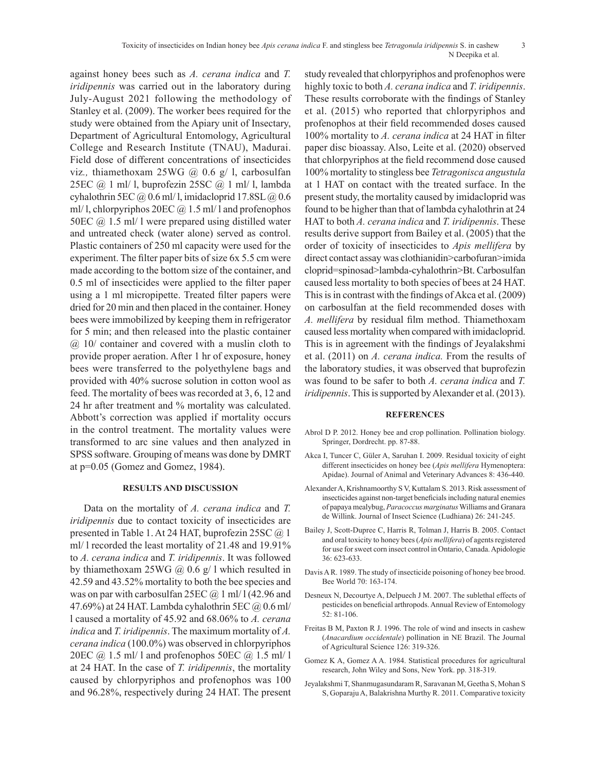against honey bees such as *A. cerana indica* and *T. iridipennis* was carried out in the laboratory during July-August 2021 following the methodology of Stanley et al. (2009). The worker bees required for the study were obtained from the Apiary unit of Insectary, Department of Agricultural Entomology, Agricultural College and Research Institute (TNAU), Madurai. Field dose of different concentrations of insecticides viz*.,* thiamethoxam 25WG @ 0.6 g/ l, carbosulfan 25EC @ 1 ml/ l, buprofezin 25SC @ 1 ml/ l, lambda cyhalothrin 5EC @ 0.6 ml/ l, imidacloprid 17.8SL @ 0.6 ml/ l, chlorpyriphos 20EC @ 1.5 ml/ l and profenophos 50EC @ 1.5 ml/ l were prepared using distilled water and untreated check (water alone) served as control. Plastic containers of 250 ml capacity were used for the experiment. The filter paper bits of size 6x 5.5 cm were made according to the bottom size of the container, and 0.5 ml of insecticides were applied to the filter paper using a 1 ml micropipette. Treated filter papers were dried for 20 min and then placed in the container. Honey bees were immobilized by keeping them in refrigerator for 5 min; and then released into the plastic container @ 10/ container and covered with a muslin cloth to provide proper aeration. After 1 hr of exposure, honey bees were transferred to the polyethylene bags and provided with 40% sucrose solution in cotton wool as feed. The mortality of bees was recorded at 3, 6, 12 and 24 hr after treatment and % mortality was calculated. Abbott's correction was applied if mortality occurs in the control treatment. The mortality values were transformed to arc sine values and then analyzed in SPSS software. Grouping of means was done by DMRT at p=0.05 (Gomez and Gomez, 1984).

## RESULTS AND DISCUSSION

Data on the mortality of *A. cerana indica* and *T. iridipennis* due to contact toxicity of insecticides are presented in Table 1. At 24 HAT, buprofezin 25SC @ 1 ml/ l recorded the least mortality of 21.48 and 19.91% to *A. cerana indica* and *T. iridipennis*. It was followed by thiamethoxam 25WG @ 0.6 g/ l which resulted in 42.59 and 43.52% mortality to both the bee species and was on par with carbosulfan 25EC @ 1 ml/ l (42.96 and 47.69%) at 24 HAT. Lambda cyhalothrin 5EC @ 0.6 ml/ l caused a mortality of 45.92 and 68.06% to *A. cerana indica* and *T. iridipennis*. The maximum mortality of *A. cerana indica* (100.0%) was observed in chlorpyriphos 20EC @ 1.5 ml/ l and profenophos 50EC @ 1.5 ml/ l at 24 HAT. In the case of *T. iridipennis*, the mortality caused by chlorpyriphos and profenophos was 100 and 96.28%, respectively during 24 HAT. The present study revealed that chlorpyriphos and profenophos were highly toxic to both *A. cerana indica* and *T. iridipennis*. These results corroborate with the findings of Stanley et al. (2015) who reported that chlorpyriphos and profenophos at their field recommended doses caused 100% mortality to *A. cerana indica* at 24 HAT in filter paper disc bioassay. Also, Leite et al. (2020) observed that chlorpyriphos at the field recommend dose caused 100% mortality to stingless bee *Tetragonisca angustula* at 1 HAT on contact with the treated surface. In the present study, the mortality caused by imidacloprid was found to be higher than that of lambda cyhalothrin at 24 HAT to both *A. cerana indica* and *T. iridipennis*. These results derive support from Bailey et al. (2005) that the order of toxicity of insecticides to *Apis mellifera* by direct contact assay was clothianidin>carbofuran>imidacloprid=spinosad>lambda-cyhalothrin>Bt. Carbosulfan caused less mortality to both species of bees at 24 HAT. This is in contrast with the findings of Akca et al. (2009) on carbosulfan at the field recommended doses with *A. mellifera* by residual film method. Thiamethoxam caused less mortality when compared with imidacloprid. This is in agreement with the findings of Jeyalakshmi et al. (2011) on *A. cerana indica.* From the results of the laboratory studies, it was observed that buprofezin was found to be safer to both *A. cerana indica* and *T. iridipennis*. This is supported by Alexander et al. (2013).

## REFERENCES

Abrol D P. 2012. Honey bee and crop pollination. Pollination biology. Springer, Dordrecht. pp. 87-88.

Akca I, Tuncer C, Güler A, Saruhan I. 2009. Residual toxicity of eight different insecticides on honey bee (*Apis mellifera* Hymenoptera: Apidae). Journal of Animal and Veterinary Advances 8: 436-440.

Alexander A, Krishnamoorthy S V, Kuttalam S. 2013. Risk assessment of insecticides against non-target beneficials including natural enemies of papaya mealybug, *Paracoccus marginatus* Williams and Granara de Willink. Journal of Insect Science (Ludhiana) 26: 241-245.

Bailey J, Scott-Dupree C, Harris R, Tolman J, Harris B. 2005. Contact and oral toxicity to honey bees (*Apis mellifera*) of agents registered for use for sweet corn insect control in Ontario, Canada. Apidologie 36: 623-633.

Davis A R. 1989. The study of insecticide poisoning of honey bee brood. Bee World 70: 163-174.

Desneux N, Decourtye A, Delpuech J M. 2007. The sublethal effects of pesticides on beneficial arthropods. Annual Review of Entomology 52: 81-106.

Freitas B M, Paxton R J. 1996. The role of wind and insects in cashew (*Anacardium occidentale*) pollination in NE Brazil. The Journal of Agricultural Science 126: 319-326.

Gomez K A, Gomez A A. 1984. Statistical procedures for agricultural research, John Wiley and Sons, New York. pp. 318-319.

Jeyalakshmi T, Shanmugasundaram R, Saravanan M, Geetha S, Mohan S S, Goparaju A, Balakrishna Murthy R. 2011. Comparative toxicity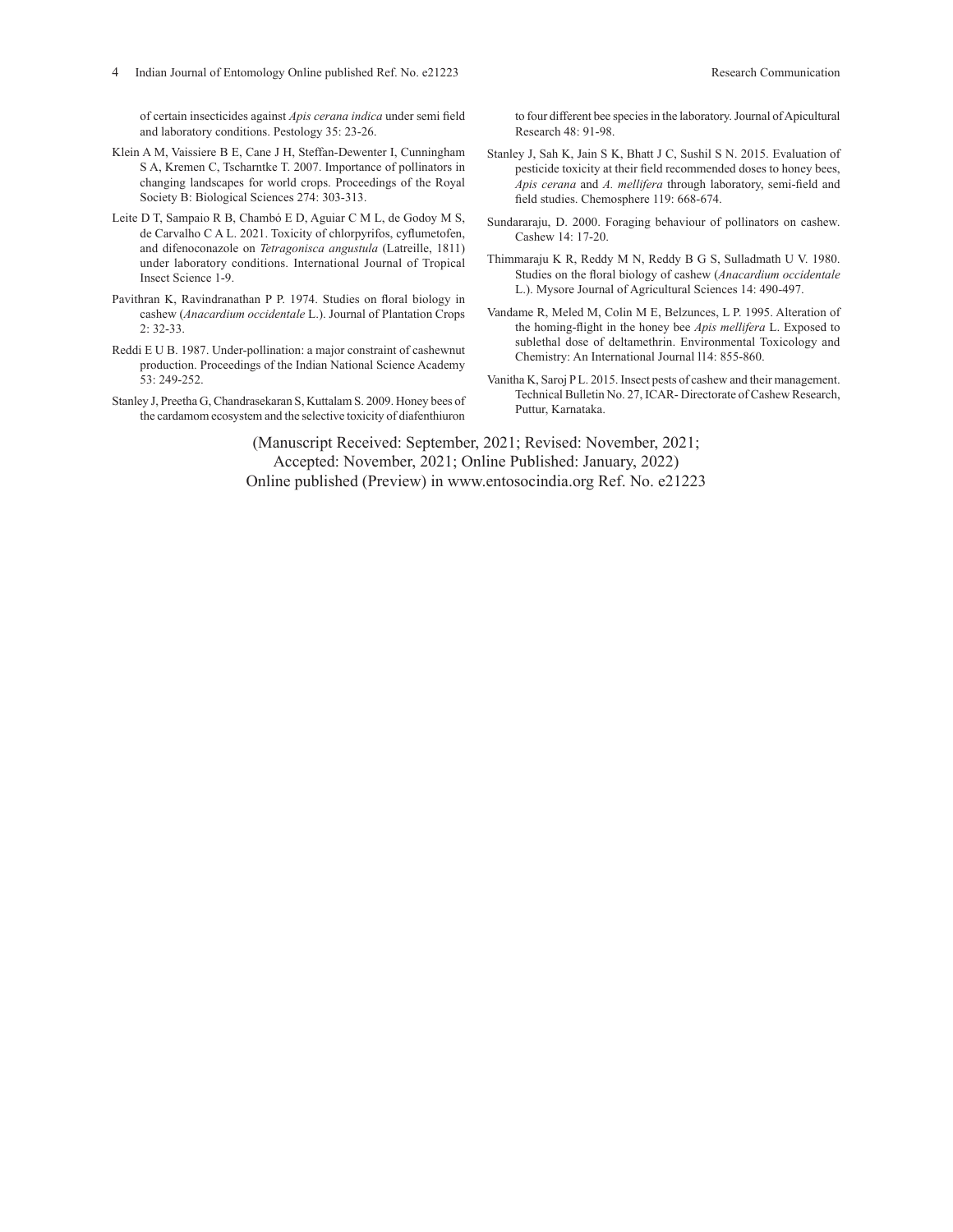of certain insecticides against *Apis cerana indica* under semi field and laboratory conditions. Pestology 35: 23-26.

Klein A M, Vaissiere B E, Cane J H, Steffan-Dewenter I, Cunningham S A, Kremen C, Tscharntke T. 2007. Importance of pollinators in changing landscapes for world crops. Proceedings of the Royal Society B: Biological Sciences 274: 303-313.

Leite D T, Sampaio R B, Chambó E D, Aguiar C M L, de Godoy M S, de Carvalho C A L. 2021. Toxicity of chlorpyrifos, cyflumetofen, and difenoconazole on *Tetragonisca angustula* (Latreille, 1811) under laboratory conditions. International Journal of Tropical Insect Science 1-9.

Pavithran K, Ravindranathan P P. 1974. Studies on floral biology in cashew (*Anacardium occidentale* L.). Journal of Plantation Crops 2: 32-33.

Reddi E U B. 1987. Under-pollination: a major constraint of cashewnut production. Proceedings of the Indian National Science Academy 53: 249-252.

Stanley J, Preetha G, Chandrasekaran S, Kuttalam S. 2009. Honey bees of the cardamom ecosystem and the selective toxicity of diafenthiuron to four different bee species in the laboratory. Journal of Apicultural Research 48: 91-98.

Stanley J, Sah K, Jain S K, Bhatt J C, Sushil S N. 2015. Evaluation of pesticide toxicity at their field recommended doses to honey bees, *Apis cerana* and *A. mellifera* through laboratory, semi-field and field studies. Chemosphere 119: 668-674.

Sundararaju, D. 2000. Foraging behaviour of pollinators on cashew. Cashew 14: 17-20.

Thimmaraju K R, Reddy M N, Reddy B G S, Sulladmath U V. 1980. Studies on the floral biology of cashew (*Anacardium occidentale* L.). Mysore Journal of Agricultural Sciences 14: 490-497.

Vandame R, Meled M, Colin M E, Belzunces, L P. 1995. Alteration of the homing-flight in the honey bee *Apis mellifera* L. Exposed to sublethal dose of deltamethrin. Environmental Toxicology and Chemistry: An International Journal l14: 855-860.

Vanitha K, Saroj P L. 2015. Insect pests of cashew and their management. Technical Bulletin No. 27, ICAR- Directorate of Cashew Research, Puttur, Karnataka.

(Manuscript Received: September, 2021; Revised: November, 2021; Accepted: November, 2021; Online Published: January, 2022)
Online published (Preview) in www.entosocindia.org Ref. No. e21223